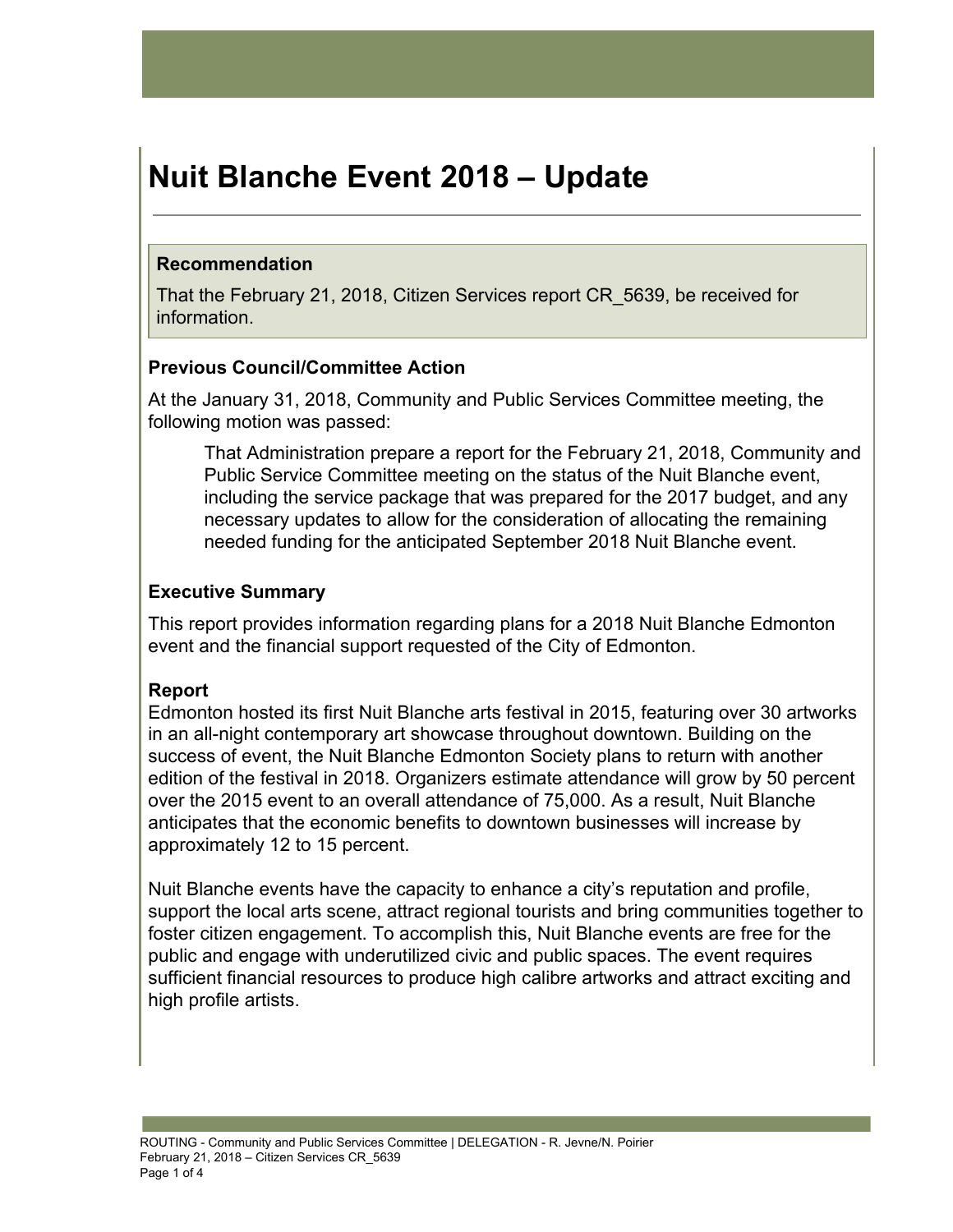# Nuit Blanche Event 2018 – Update

**Recommendation**

That the February 21, 2018, Citizen Services report CR_5639, be received for information.

### Previous Council/Committee Action

At the January 31, 2018, Community and Public Services Committee meeting, the following motion was passed:

> That Administration prepare a report for the February 21, 2018, Community and Public Service Committee meeting on the status of the Nuit Blanche event, including the service package that was prepared for the 2017 budget, and any necessary updates to allow for the consideration of allocating the remaining needed funding for the anticipated September 2018 Nuit Blanche event.

### Executive Summary

This report provides information regarding plans for a 2018 Nuit Blanche Edmonton event and the financial support requested of the City of Edmonton.

### Report

Edmonton hosted its first Nuit Blanche arts festival in 2015, featuring over 30 artworks in an all-night contemporary art showcase throughout downtown. Building on the success of event, the Nuit Blanche Edmonton Society plans to return with another edition of the festival in 2018. Organizers estimate attendance will grow by 50 percent over the 2015 event to an overall attendance of 75,000. As a result, Nuit Blanche anticipates that the economic benefits to downtown businesses will increase by approximately 12 to 15 percent.

Nuit Blanche events have the capacity to enhance a city's reputation and profile, support the local arts scene, attract regional tourists and bring communities together to foster citizen engagement. To accomplish this, Nuit Blanche events are free for the public and engage with underutilized civic and public spaces. The event requires sufficient financial resources to produce high calibre artworks and attract exciting and high profile artists.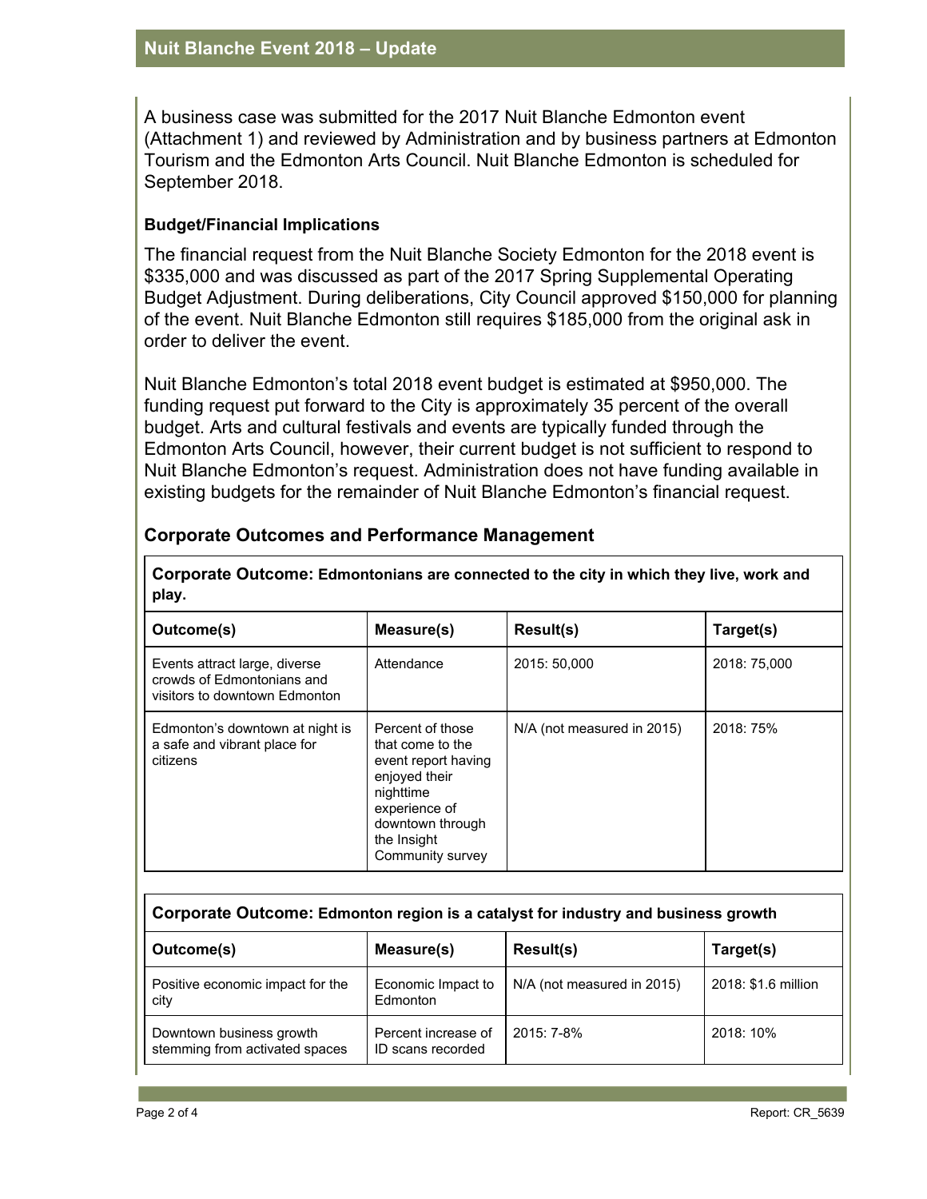A business case was submitted for the 2017 Nuit Blanche Edmonton event (Attachment 1) and reviewed by Administration and by business partners at Edmonton Tourism and the Edmonton Arts Council. Nuit Blanche Edmonton is scheduled for September 2018.

**Budget/Financial Implications**

The financial request from the Nuit Blanche Society Edmonton for the 2018 event is $335,000 and was discussed as part of the 2017 Spring Supplemental Operating Budget Adjustment. During deliberations, City Council approved $150,000 for planning of the event. Nuit Blanche Edmonton still requires $185,000 from the original ask in order to deliver the event.

Nuit Blanche Edmonton's total 2018 event budget is estimated at $950,000. The funding request put forward to the City is approximately 35 percent of the overall budget. Arts and cultural festivals and events are typically funded through the Edmonton Arts Council, however, their current budget is not sufficient to respond to Nuit Blanche Edmonton's request. Administration does not have funding available in existing budgets for the remainder of Nuit Blanche Edmonton's financial request.

## Corporate Outcomes and Performance Management

**Corporate Outcome: Edmontonians are connected to the city in which they live, work and play.**

| Outcome(s) | Measure(s) | Result(s) | Target(s) |
|---|---|---|---|
| Events attract large, diverse crowds of Edmontonians and visitors to downtown Edmonton | Attendance | 2015: 50,000 | 2018: 75,000 |
| Edmonton's downtown at night is a safe and vibrant place for citizens | Percent of those that come to the event report having enjoyed their nighttime experience of downtown through the Insight Community survey | N/A (not measured in 2015) | 2018: 75% |

**Corporate Outcome: Edmonton region is a catalyst for industry and business growth**

| Outcome(s) | Measure(s) | Result(s) | Target(s) |
|---|---|---|---|
| Positive economic impact for the city | Economic Impact to Edmonton | N/A (not measured in 2015) | 2018: $1.6 million |
| Downtown business growth stemming from activated spaces | Percent increase of ID scans recorded | 2015: 7-8% | 2018: 10% |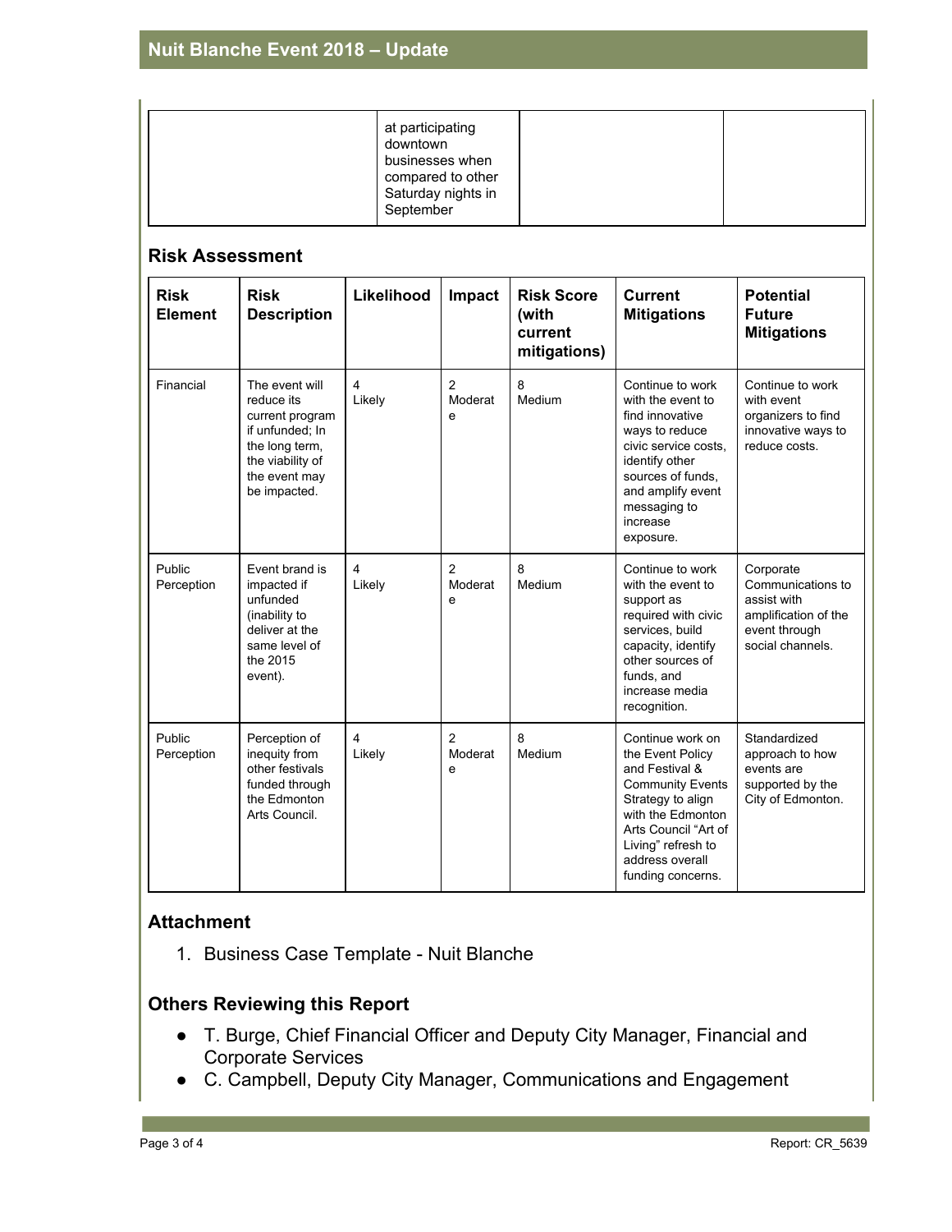| | at participating downtown businesses when compared to other Saturday nights in September | | |
|---|---|---|---|

## Risk Assessment

| Risk Element | Risk Description | Likelihood | Impact | Risk Score (with current mitigations) | Current Mitigations | Potential Future Mitigations |
|---|---|---|---|---|---|---|
| Financial | The event will reduce its current program if unfunded; In the long term, the viability of the event may be impacted. | 4 Likely | 2 Moderate | 8 Medium | Continue to work with the event to find innovative ways to reduce civic service costs, identify other sources of funds, and amplify event messaging to increase exposure. | Continue to work with event organizers to find innovative ways to reduce costs. |
| Public Perception | Event brand is impacted if unfunded (inability to deliver at the same level of the 2015 event). | 4 Likely | 2 Moderate | 8 Medium | Continue to work with the event to support as required with civic services, build capacity, identify other sources of funds, and increase media recognition. | Corporate Communications to assist with amplification of the event through social channels. |
| Public Perception | Perception of inequity from other festivals funded through the Edmonton Arts Council. | 4 Likely | 2 Moderate | 8 Medium | Continue work on the Event Policy and Festival & Community Events Strategy to align with the Edmonton Arts Council "Art of Living" refresh to address overall funding concerns. | Standardized approach to how events are supported by the City of Edmonton. |

## Attachment

1. Business Case Template - Nuit Blanche

## Others Reviewing this Report

- T. Burge, Chief Financial Officer and Deputy City Manager, Financial and Corporate Services
- C. Campbell, Deputy City Manager, Communications and Engagement